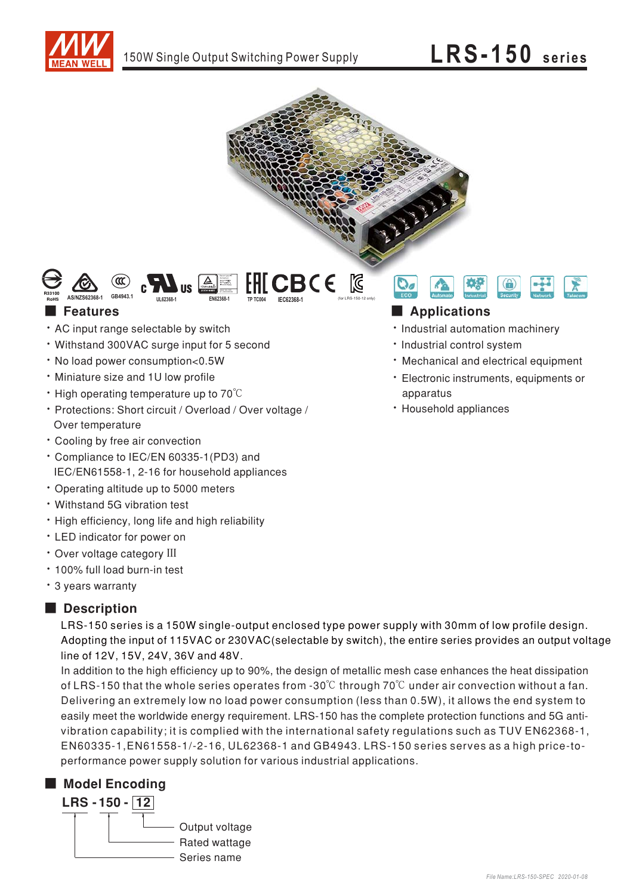# LRS-150 series

150W Single Output Switching Power Supply

## Features

- AC input range selectable by switch
- Withstand 300VAC surge input for 5 second
- No load power consumption<0.5W
- Miniature size and 1U low profile
- High operating temperature up to 70℃
- Protections: Short circuit / Overload / Over voltage / Over temperature
- Cooling by free air convection
- Compliance to IEC/EN 60335-1(PD3) and IEC/EN61558-1, 2-16 for household appliances
- Operating altitude up to 5000 meters
- Withstand 5G vibration test
- High efficiency, long life and high reliability
- LED indicator for power on
- Over voltage category III
- 100% full load burn-in test
- 3 years warranty

## Applications

- Industrial automation machinery
- Industrial control system
- Mechanical and electrical equipment
- Electronic instruments, equipments or apparatus
- Household appliances

## Description

LRS-150 series is a 150W single-output enclosed type power supply with 30mm of low profile design. Adopting the input of 115VAC or 230VAC(selectable by switch), the entire series provides an output voltage line of 12V, 15V, 24V, 36V and 48V.

In addition to the high efficiency up to 90%, the design of metallic mesh case enhances the heat dissipation of LRS-150 that the whole series operates from -30℃ through 70℃ under air convection without a fan. Delivering an extremely low no load power consumption (less than 0.5W), it allows the end system to easily meet the worldwide energy requirement. LRS-150 has the complete protection functions and 5G anti-vibration capability; it is complied with the international safety regulations such as TUV EN62368-1, EN60335-1,EN61558-1/-2-16, UL62368-1 and GB4943. LRS-150 series serves as a high price-to-performance power supply solution for various industrial applications.

## Model Encoding

LRS - 150 - 12

- 12: Output voltage
- 150: Rated wattage
- LRS: Series name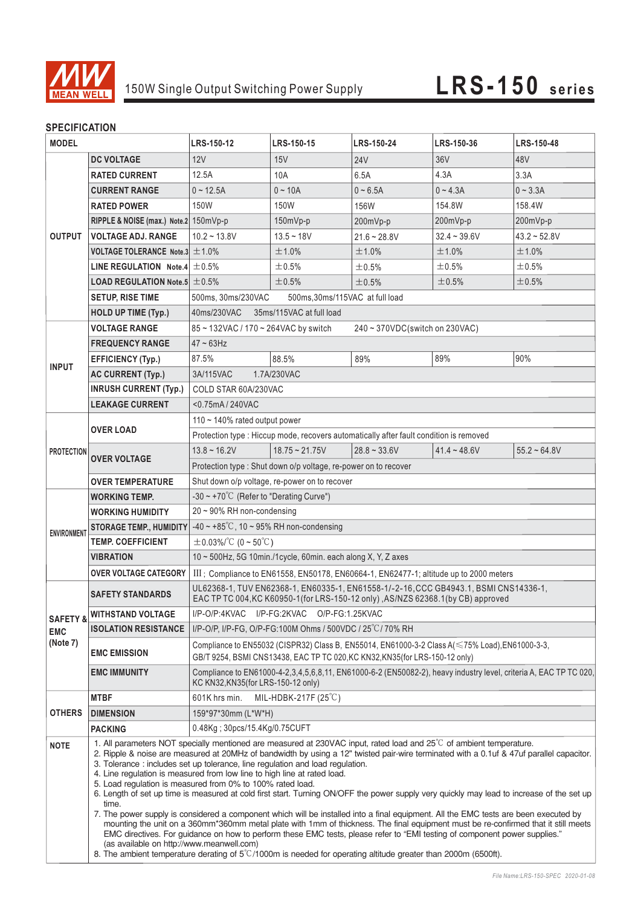150W Single Output Switching Power Supply

# LRS-150 series

## SPECIFICATION

| MODEL | | LRS-150-12 | LRS-150-15 | LRS-150-24 | LRS-150-36 | LRS-150-48 |
|---|---|---|---|---|---|---|
| OUTPUT | DC VOLTAGE | 12V | 15V | 24V | 36V | 48V |
| | RATED CURRENT | 12.5A | 10A | 6.5A | 4.3A | 3.3A |
| | CURRENT RANGE | 0 ~ 12.5A | 0 ~ 10A | 0 ~ 6.5A | 0 ~ 4.3A | 0 ~ 3.3A |
| | RATED POWER | 150W | 150W | 156W | 154.8W | 158.4W |
| | RIPPLE & NOISE (max.) Note.2 | 150mVp-p | 150mVp-p | 200mVp-p | 200mVp-p | 200mVp-p |
| | VOLTAGE ADJ. RANGE | 10.2 ~ 13.8V | 13.5 ~ 18V | 21.6 ~ 28.8V | 32.4 ~ 39.6V | 43.2 ~ 52.8V |
| | VOLTAGE TOLERANCE Note.3 | ±1.0% | ±1.0% | ±1.0% | ±1.0% | ±1.0% |
| | LINE REGULATION Note.4 | ±0.5% | ±0.5% | ±0.5% | ±0.5% | ±0.5% |
| | LOAD REGULATION Note.5 | ±0.5% | ±0.5% | ±0.5% | ±0.5% | ±0.5% |
| | SETUP, RISE TIME | 500ms, 30ms/230VAC 500ms,30ms/115VAC at full load | | | | |
| | HOLD UP TIME (Typ.) | 40ms/230VAC 35ms/115VAC at full load | | | | |
| INPUT | VOLTAGE RANGE | 85 ~ 132VAC / 170 ~ 264VAC by switch 240 ~ 370VDC(switch on 230VAC) | | | | |
| | FREQUENCY RANGE | 47 ~ 63Hz | | | | |
| | EFFICIENCY (Typ.) | 87.5% | 88.5% | 89% | 89% | 90% |
| | AC CURRENT (Typ.) | 3A/115VAC 1.7A/230VAC | | | | |
| | INRUSH CURRENT (Typ.) | COLD STAR 60A/230VAC | | | | |
| | LEAKAGE CURRENT | <0.75mA / 240VAC | | | | |
| PROTECTION | OVER LOAD | 110 ~ 140% rated output power | | | | |
| | | Protection type : Hiccup mode, recovers automatically after fault condition is removed | | | | |
| | OVER VOLTAGE | 13.8 ~ 16.2V | 18.75 ~ 21.75V | 28.8 ~ 33.6V | 41.4 ~ 48.6V | 55.2 ~ 64.8V |
| | | Protection type : Shut down o/p voltage, re-power on to recover | | | | |
| | OVER TEMPERATURE | Shut down o/p voltage, re-power on to recover | | | | |
| ENVIRONMENT | WORKING TEMP. | -30 ~ +70℃ (Refer to "Derating Curve") | | | | |
| | WORKING HUMIDITY | 20 ~ 90% RH non-condensing | | | | |
| | STORAGE TEMP., HUMIDITY | -40 ~ +85℃, 10 ~ 95% RH non-condensing | | | | |
| | TEMP. COEFFICIENT | ±0.03%/℃ (0 ~ 50℃) | | | | |
| | VIBRATION | 10 ~ 500Hz, 5G 10min./1cycle, 60min. each along X, Y, Z axes | | | | |
| | OVER VOLTAGE CATEGORY | III; Compliance to EN61558, EN50178, EN60664-1, EN62477-1; altitude up to 2000 meters | | | | |
| SAFETY & EMC (Note 7) | SAFETY STANDARDS | UL62368-1, TUV EN62368-1, EN60335-1, EN61558-1/-2-16,CCC GB4943.1, BSMI CNS14336-1, EAC TP TC 004,KC K60950-1(for LRS-150-12 only) ,AS/NZS 62368.1(by CB) approved | | | | |
| | WITHSTAND VOLTAGE | I/P-O/P:4KVAC I/P-FG:2KVAC O/P-FG:1.25KVAC | | | | |
| | ISOLATION RESISTANCE | I/P-O/P, I/P-FG, O/P-FG:100M Ohms / 500VDC / 25℃/ 70% RH | | | | |
| | EMC EMISSION | Compliance to EN55032 (CISPR32) Class B, EN55014, EN61000-3-2 Class A(≤75% Load),EN61000-3-3, GB/T 9254, BSMI CNS13438, EAC TP TC 020,KC KN32,KN35(for LRS-150-12 only) | | | | |
| | EMC IMMUNITY | Compliance to EN61000-4-2,3,4,5,6,8,11, EN61000-6-2 (EN50082-2), heavy industry level, criteria A, EAC TP TC 020, KC KN32,KN35(for LRS-150-12 only) | | | | |
| OTHERS | MTBF | 601K hrs min. MIL-HDBK-217F (25℃) | | | | |
| | DIMENSION | 159*97*30mm (L*W*H) | | | | |
| | PACKING | 0.48Kg ; 30pcs/15.4Kg/0.75CUFT | | | | |

**NOTE**

1. All parameters NOT specially mentioned are measured at 230VAC input, rated load and 25℃ of ambient temperature.
2. Ripple & noise are measured at 20MHz of bandwidth by using a 12" twisted pair-wire terminated with a 0.1uf & 47uf parallel capacitor.
3. Tolerance : includes set up tolerance, line regulation and load regulation.
4. Line regulation is measured from low line to high line at rated load.
5. Load regulation is measured from 0% to 100% rated load.
6. Length of set up time is measured at cold first start. Turning ON/OFF the power supply very quickly may lead to increase of the set up time.
7. The power supply is considered a component which will be installed into a final equipment. All the EMC tests are been executed by mounting the unit on a 360mm*360mm metal plate with 1mm of thickness. The final equipment must be re-confirmed that it still meets EMC directives. For guidance on how to perform these EMC tests, please refer to "EMI testing of component power supplies." (as available on http://www.meanwell.com)
8. The ambient temperature derating of 5℃/1000m is needed for operating altitude greater than 2000m (6500ft).

File Name:LRS-150-SPEC 2020-01-08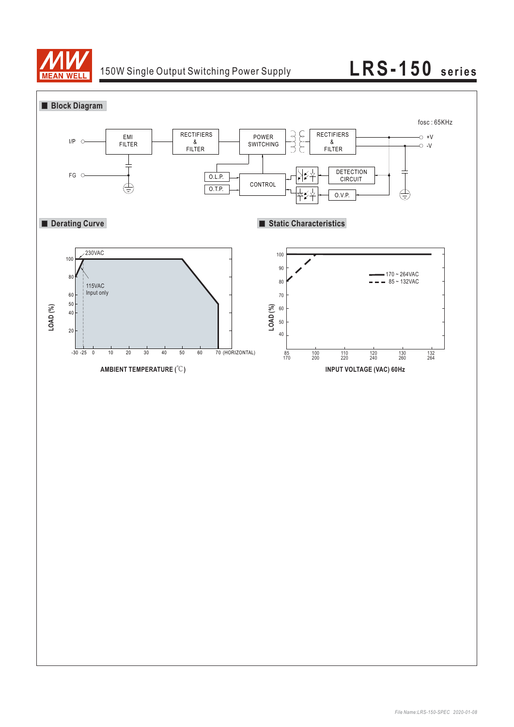150W Single Output Switching Power Supply

# LRS-150 series

## ■ Block Diagram

fosc : 65KHz

I/P — EMI FILTER — RECTIFIERS & FILTER — POWER SWITCHING — RECTIFIERS & FILTER — +V / -V

FG

O.L.P.

O.T.P.

CONTROL

DETECTION CIRCUIT

O.V.P.

## ■ Derating Curve

230VAC

115VAC Input only

LOAD (%)

100, 80, 60, 50, 40, 20

-30 -25 0 10 20 30 40 50 60 70 (HORIZONTAL)

**AMBIENT TEMPERATURE (℃)**

## ■ Static Characteristics

170 ~ 264VAC

85 ~ 132VAC

LOAD (%)

100, 90, 80, 70, 60, 50, 40

85/170, 100/200, 110/220, 120/240, 130/260, 132/264

**INPUT VOLTAGE (VAC) 60Hz**

*File Name:LRS-150-SPEC 2020-01-08*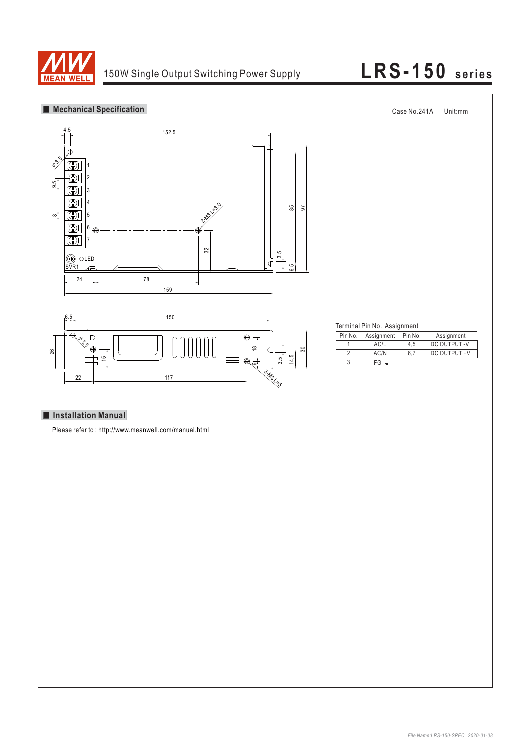## Mechanical Specification

Case No.241A Unit:mm

4.5
152.5
ø3.5
9.5
8
2-M3 L=3.0
85
97
32
3.5
6.5
1
2
3
4
5
6
7
LED
SVR1
24
78
159

6.5
150
26
ø3.5
15
18
30
3.5
14.5
6
3-M3 L=5
22
117

Terminal Pin No. Assignment

| Pin No. | Assignment | Pin No. | Assignment |
|---|---|---|---|
| 1 | AC/L | 4,5 | DC OUTPUT -V |
| 2 | AC/N | 6,7 | DC OUTPUT +V |
| 3 | FG ⏚ | | |

## Installation Manual

Please refer to : http://www.meanwell.com/manual.html